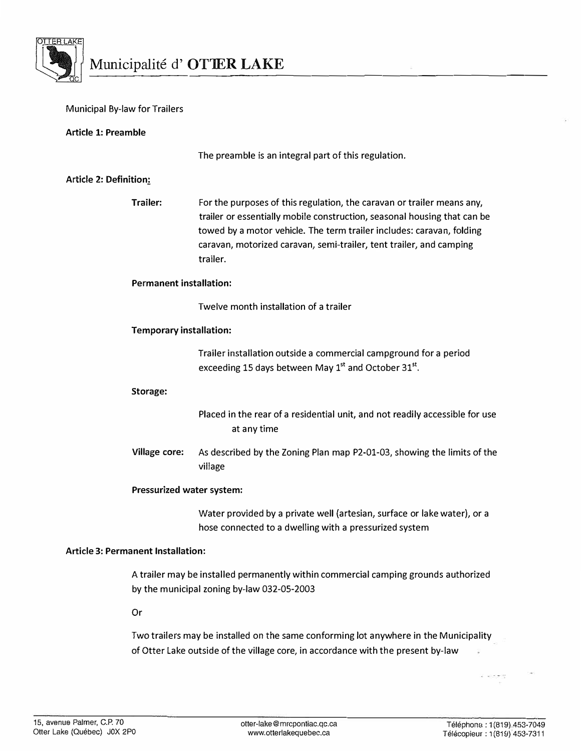# Municipalité d' OTTER LAKE

Municipal By-law for Trailers

**Article 1: Preamble**

The preamble is an integral part of this regulation.

**Article 2: Definition:**

**Trailer:** For the purposes of this regulation, the caravan or trailer means any, trailer or essentially mobile construction, seasonal housing that can be towed by a motor vehicle. The term trailer includes: caravan, folding caravan, motorized caravan, semi-trailer, tent trailer, and camping trailer.

**Permanent installation:**

Twelve month installation of a trailer

**Temporary installation:**

Trailer installation outside a commercial campground for a period exceeding 15 days between May 1st and October 31st.

**Storage:**

Placed in the rear of a residential unit, and not readily accessible for use at any time

**Village core:** As described by the Zoning Plan map P2-01-03, showing the limits of the village

**Pressurized water system:**

Water provided by a private well (artesian, surface or lake water), or a hose connected to a dwelling with a pressurized system

**Article 3: Permanent Installation:**

A trailer may be installed permanently within commercial camping grounds authorized by the municipal zoning by-law 032-05-2003

Or

Two trailers may be installed on the same conforming lot anywhere in the Municipality of Otter Lake outside of the village core, in accordance with the present by-law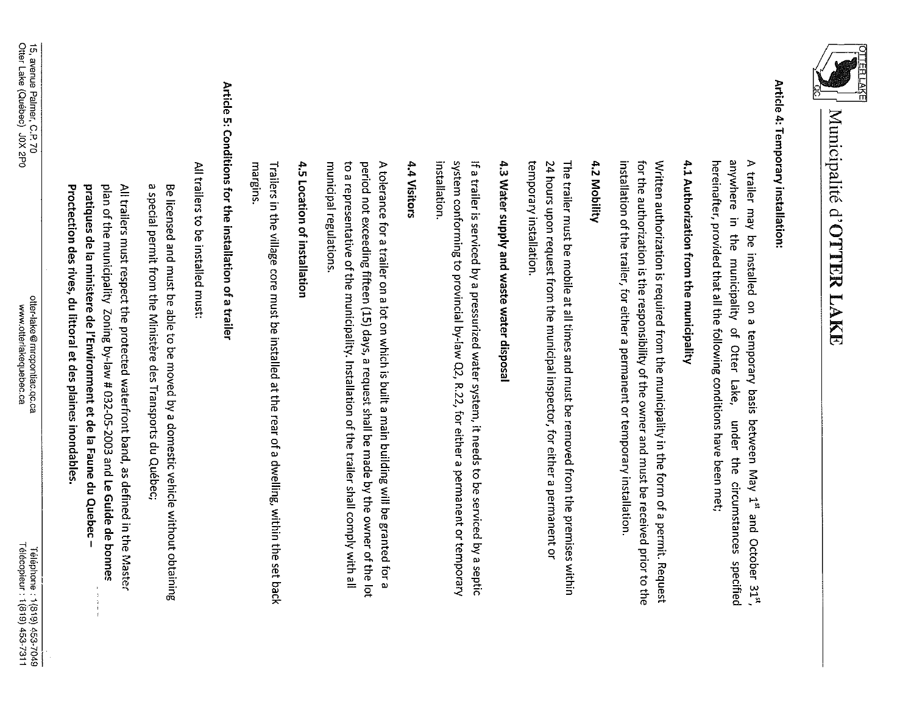## Article 4: Temporary installation:

A trailer may be installed on a temporary basis between May 1[st] and October 31[st], anywhere in the municipality of Otter Lake, under the circumstances specified hereinafter, provided that all the following conditions have been met;

### 4.1 Authorization from the municipality

Written authorization is required from the municipality in the form of a permit. Request for the authorization is the responsibility of the owner and must be received prior to the installation of the trailer, for either a permanent or temporary installation.

### 4.2 Mobility

The trailer must be mobile at all times and must be removed from the premises within 24 hours upon request from the municipal inspector, for either a permanent or temporary installation.

### 4.3 Water supply and waste water disposal

If a trailer is serviced by a pressurized water system, it needs to be serviced by a septic system conforming to provincial by-law Q2, R.22, for either a permanent or temporary installation.

### 4.4 Visitors

A tolerance for a trailer on a lot on which is built a main building will be granted for a period not exceeding fifteen (15) days, a request shall be made by the owner of the lot to a representative of the municipality. Installation of the trailer shall comply with all municipal regulations.

### 4.5 Location of installation

Trailers in the village core must be installed at the rear of a dwelling, within the set back margins.

## Article 5: Conditions for the installation of a trailer

All trailers to be installed must:

Be licensed and must be able to be moved by a domestic vehicle without obtaining a special permit from the Ministère des Transports du Québec;

All trailers must respect the protected waterfront band, as defined in the Master plan of the municipality Zoning by-law # 032-05-2003 and **Le Guide de bonnes pratiques de la ministere de l'Environment et de la Faune du Quebec – Protection des rives, du littoral et des plaines inondables.**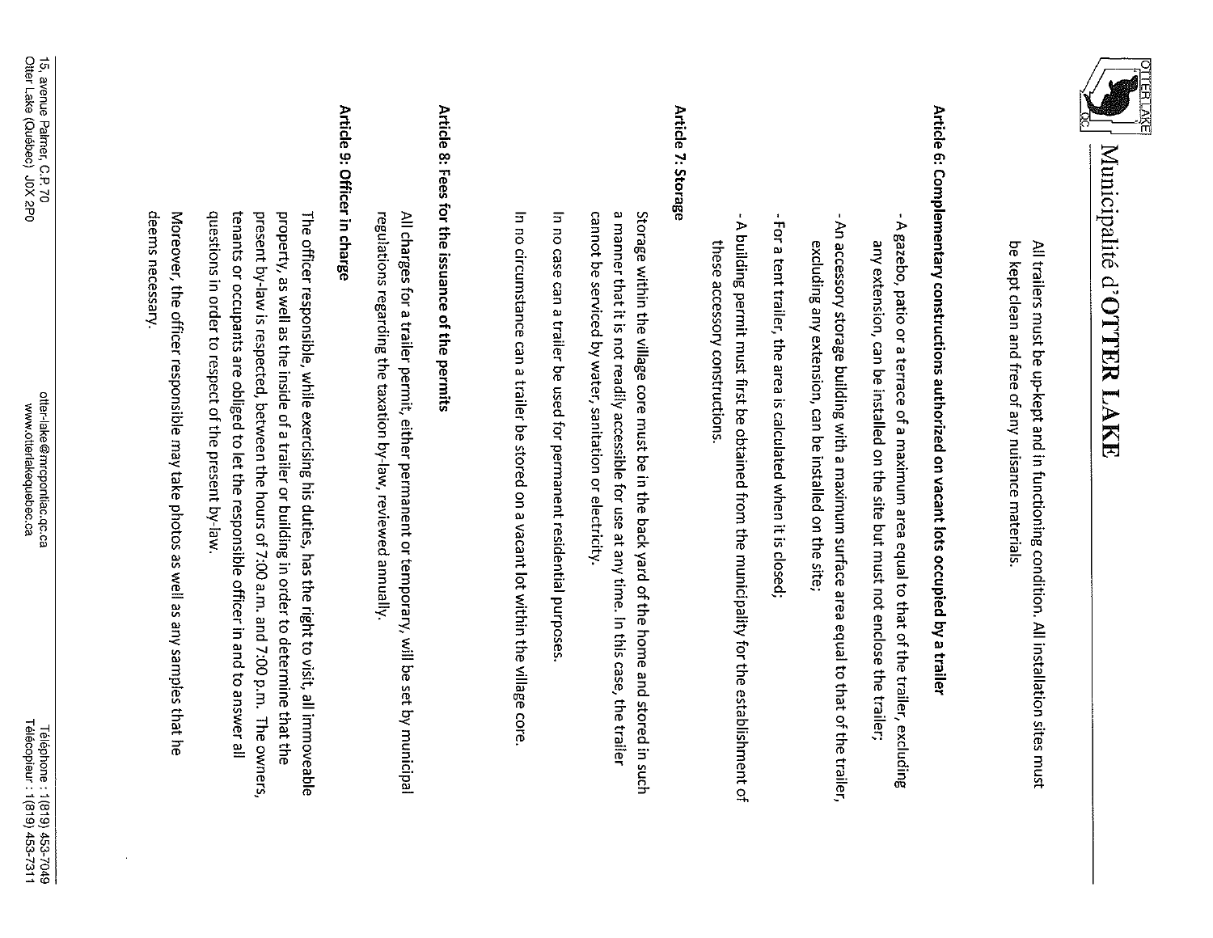All trailers must be up-kept and in functioning condition. All installation sites must be kept clean and free of any nuisance materials.

**Article 6: Complementary constructions authorized on vacant lots occupied by a trailer**

- A gazebo, patio or a terrace of a maximum area equal to that of the trailer, excluding any extension, can be installed on the site but must not enclose the trailer;
- An accessory storage building with a maximum surface area equal to that of the trailer, excluding any extension, can be installed on the site;
- For a tent trailer, the area is calculated when it is closed;
- A building permit must first be obtained from the municipality for the establishment of these accessory constructions.

**Article 7: Storage**

Storage within the village core must be in the back yard of the home and stored in such a manner that it is not readily accessible for use at any time. In this case, the trailer cannot be serviced by water, sanitation or electricity.

In no case can a trailer be used for permanent residential purposes.

In no circumstance can a trailer be stored on a vacant lot within the village core.

**Article 8: Fees for the issuance of the permits**

All charges for a trailer permit, either permanent or temporary, will be set by municipal regulations regarding the taxation by-law, reviewed annually.

**Article 9: Officer in charge**

The officer responsible, while exercising his duties, has the right to visit, all immoveable property, as well as the inside of a trailer or building in order to determine that the present by-law is respected, between the hours of 7:00 a.m. and 7:00 p.m. The owners, tenants or occupants are obliged to let the responsible officer in and to answer all questions in order to respect of the present by-law.

Moreover, the officer responsible may take photos as well as any samples that he deems necessary.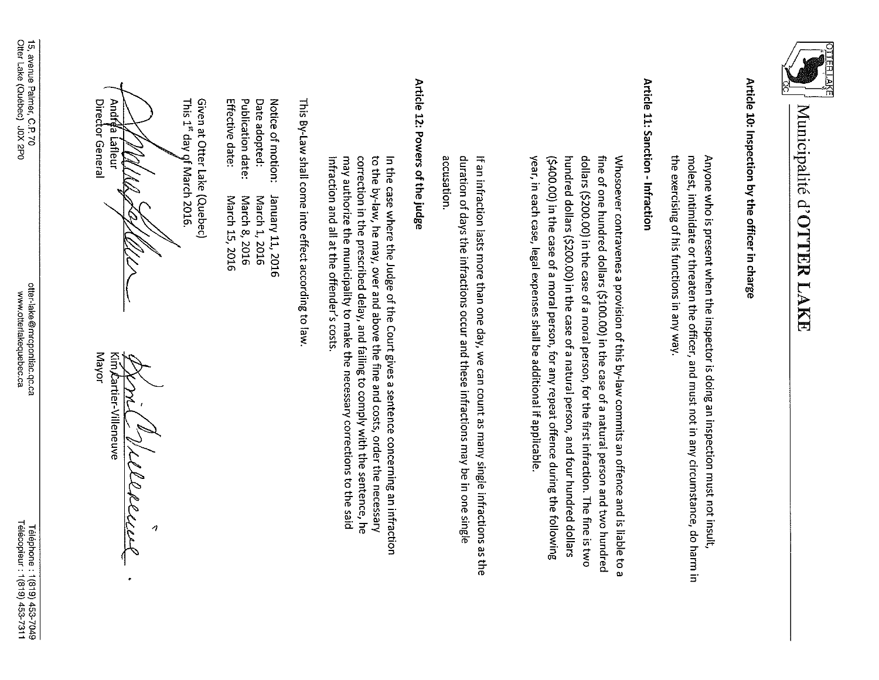# Municipalité d'OTTER LAKE

### Article 10: Inspection by the officer in charge

Anyone who is present when the inspector is doing an inspection must not insult, molest, intimidate or threaten the officer, and must not in any circumstance, do harm in the exercising of his functions in any way.

### Article 11: Sanction - Infraction

Whosoever contravenes a provision of this by-law commits an offence and is liable to a fine of one hundred dollars ($100.00) in the case of a natural person and two hundred dollars ($200.00) in the case of a moral person, for the first infraction. The fine is two hundred dollars ($200.00) in the case of a natural person, and four hundred dollars ($400.00) in the case of a moral person, for any repeat offence during the following year, in each case, legal expenses shall be additional if applicable.

If an infraction lasts more than one day, we can count as many single infractions as the duration of days the infractions occur and these infractions may be in one single accusation.

### Article 12: Powers of the judge

In the case where the Judge of the Court gives a sentence concerning an infraction to the by-law, he may, over and above the fine and costs, order the necessary correction in the prescribed delay, and failing to comply with the sentence, he may authorize the municipality to make the necessary corrections to the said infraction and all at the offender's costs.

This By-Law shall come into effect according to law.

Notice of motion: January 11, 2016
Date adopted: March 1, 2016
Publication date: March 8, 2016
Effective date: March 15, 2016

Given at Otter Lake (Quebec)
This 1st day of March 2016.

Andréa Lafleur
Director General

Kim Cartier-Villeneuve
Mayor

15, avenue Palmer, C.P. 70
Otter Lake (Québec) J0X 2P0

otter-lake@mrcpontiac.qc.ca
www.otterlakequebec.ca

Téléphone : 1(819) 453-7049
Télécopieur : 1(819) 453-7311